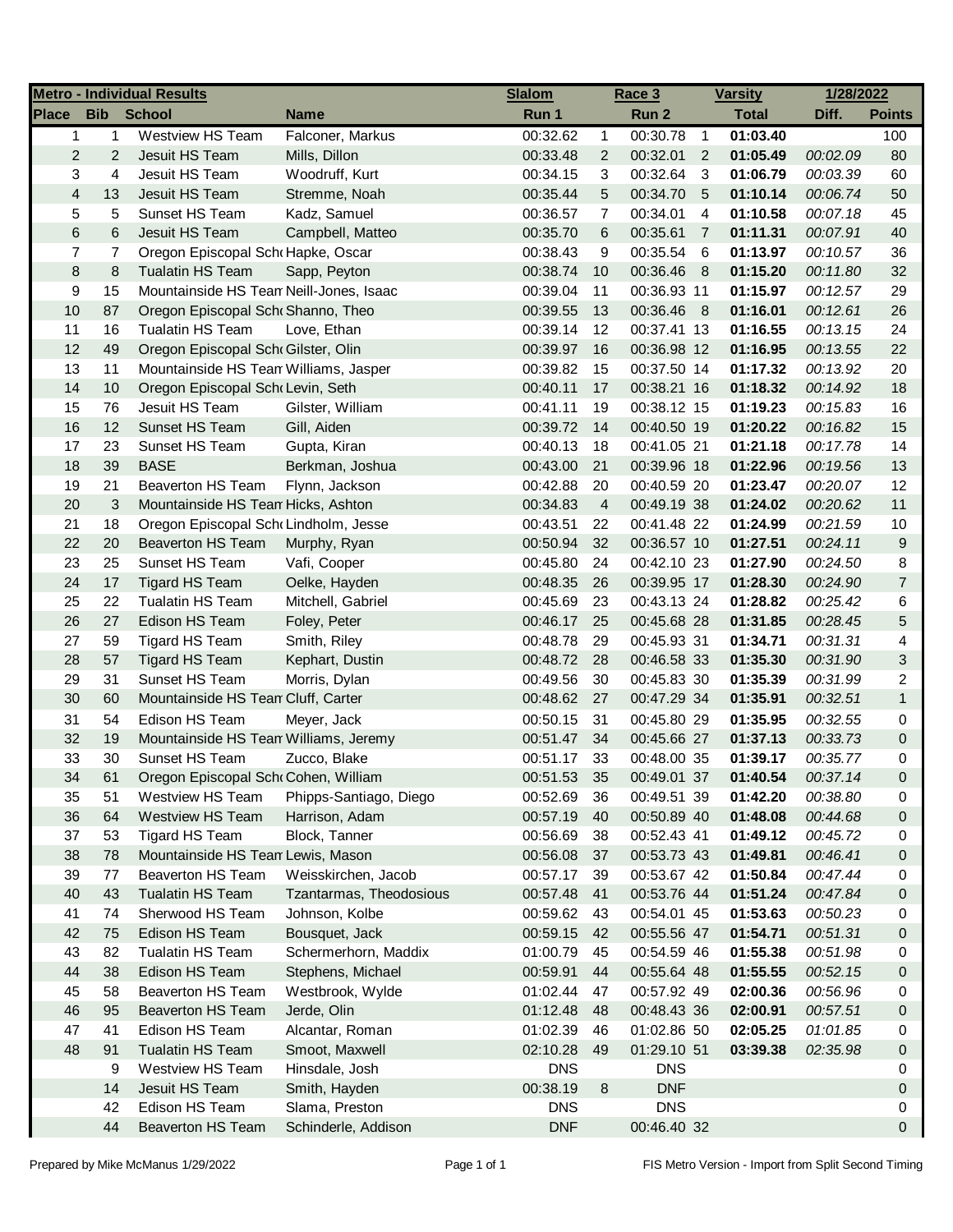| Metro - Individual Results | | | | Slalom | | Race 3 | | Varsity | 1/28/2022 | |
|---|---|---|---|---|---|---|---|---|---|---|
| Place | Bib | School | Name | Run 1 | | Run 2 | | Total | Diff. | Points |
| 1 | 1 | Westview HS Team | Falconer, Markus | 00:32.62 | 1 | 00:30.78 | 1 | **01:03.40** | | 100 |
| 2 | 2 | Jesuit HS Team | Mills, Dillon | 00:33.48 | 2 | 00:32.01 | 2 | **01:05.49** | *00:02.09* | 80 |
| 3 | 4 | Jesuit HS Team | Woodruff, Kurt | 00:34.15 | 3 | 00:32.64 | 3 | **01:06.79** | *00:03.39* | 60 |
| 4 | 13 | Jesuit HS Team | Stremme, Noah | 00:35.44 | 5 | 00:34.70 | 5 | **01:10.14** | *00:06.74* | 50 |
| 5 | 5 | Sunset HS Team | Kadz, Samuel | 00:36.57 | 7 | 00:34.01 | 4 | **01:10.58** | *00:07.18* | 45 |
| 6 | 6 | Jesuit HS Team | Campbell, Matteo | 00:35.70 | 6 | 00:35.61 | 7 | **01:11.31** | *00:07.91* | 40 |
| 7 | 7 | Oregon Episcopal Scho | Hapke, Oscar | 00:38.43 | 9 | 00:35.54 | 6 | **01:13.97** | *00:10.57* | 36 |
| 8 | 8 | Tualatin HS Team | Sapp, Peyton | 00:38.74 | 10 | 00:36.46 | 8 | **01:15.20** | *00:11.80* | 32 |
| 9 | 15 | Mountainside HS Team | Neill-Jones, Isaac | 00:39.04 | 11 | 00:36.93 | 11 | **01:15.97** | *00:12.57* | 29 |
| 10 | 87 | Oregon Episcopal Scho | Shanno, Theo | 00:39.55 | 13 | 00:36.46 | 8 | **01:16.01** | *00:12.61* | 26 |
| 11 | 16 | Tualatin HS Team | Love, Ethan | 00:39.14 | 12 | 00:37.41 | 13 | **01:16.55** | *00:13.15* | 24 |
| 12 | 49 | Oregon Episcopal Scho | Gilster, Olin | 00:39.97 | 16 | 00:36.98 | 12 | **01:16.95** | *00:13.55* | 22 |
| 13 | 11 | Mountainside HS Team | Williams, Jasper | 00:39.82 | 15 | 00:37.50 | 14 | **01:17.32** | *00:13.92* | 20 |
| 14 | 10 | Oregon Episcopal Scho | Levin, Seth | 00:40.11 | 17 | 00:38.21 | 16 | **01:18.32** | *00:14.92* | 18 |
| 15 | 76 | Jesuit HS Team | Gilster, William | 00:41.11 | 19 | 00:38.12 | 15 | **01:19.23** | *00:15.83* | 16 |
| 16 | 12 | Sunset HS Team | Gill, Aiden | 00:39.72 | 14 | 00:40.50 | 19 | **01:20.22** | *00:16.82* | 15 |
| 17 | 23 | Sunset HS Team | Gupta, Kiran | 00:40.13 | 18 | 00:41.05 | 21 | **01:21.18** | *00:17.78* | 14 |
| 18 | 39 | BASE | Berkman, Joshua | 00:43.00 | 21 | 00:39.96 | 18 | **01:22.96** | *00:19.56* | 13 |
| 19 | 21 | Beaverton HS Team | Flynn, Jackson | 00:42.88 | 20 | 00:40.59 | 20 | **01:23.47** | *00:20.07* | 12 |
| 20 | 3 | Mountainside HS Team | Hicks, Ashton | 00:34.83 | 4 | 00:49.19 | 38 | **01:24.02** | *00:20.62* | 11 |
| 21 | 18 | Oregon Episcopal Scho | Lindholm, Jesse | 00:43.51 | 22 | 00:41.48 | 22 | **01:24.99** | *00:21.59* | 10 |
| 22 | 20 | Beaverton HS Team | Murphy, Ryan | 00:50.94 | 32 | 00:36.57 | 10 | **01:27.51** | *00:24.11* | 9 |
| 23 | 25 | Sunset HS Team | Vafi, Cooper | 00:45.80 | 24 | 00:42.10 | 23 | **01:27.90** | *00:24.50* | 8 |
| 24 | 17 | Tigard HS Team | Oelke, Hayden | 00:48.35 | 26 | 00:39.95 | 17 | **01:28.30** | *00:24.90* | 7 |
| 25 | 22 | Tualatin HS Team | Mitchell, Gabriel | 00:45.69 | 23 | 00:43.13 | 24 | **01:28.82** | *00:25.42* | 6 |
| 26 | 27 | Edison HS Team | Foley, Peter | 00:46.17 | 25 | 00:45.68 | 28 | **01:31.85** | *00:28.45* | 5 |
| 27 | 59 | Tigard HS Team | Smith, Riley | 00:48.78 | 29 | 00:45.93 | 31 | **01:34.71** | *00:31.31* | 4 |
| 28 | 57 | Tigard HS Team | Kephart, Dustin | 00:48.72 | 28 | 00:46.58 | 33 | **01:35.30** | *00:31.90* | 3 |
| 29 | 31 | Sunset HS Team | Morris, Dylan | 00:49.56 | 30 | 00:45.83 | 30 | **01:35.39** | *00:31.99* | 2 |
| 30 | 60 | Mountainside HS Team | Cluff, Carter | 00:48.62 | 27 | 00:47.29 | 34 | **01:35.91** | *00:32.51* | 1 |
| 31 | 54 | Edison HS Team | Meyer, Jack | 00:50.15 | 31 | 00:45.80 | 29 | **01:35.95** | *00:32.55* | 0 |
| 32 | 19 | Mountainside HS Team | Williams, Jeremy | 00:51.47 | 34 | 00:45.66 | 27 | **01:37.13** | *00:33.73* | 0 |
| 33 | 30 | Sunset HS Team | Zucco, Blake | 00:51.17 | 33 | 00:48.00 | 35 | **01:39.17** | *00:35.77* | 0 |
| 34 | 61 | Oregon Episcopal Scho | Cohen, William | 00:51.53 | 35 | 00:49.01 | 37 | **01:40.54** | *00:37.14* | 0 |
| 35 | 51 | Westview HS Team | Phipps-Santiago, Diego | 00:52.69 | 36 | 00:49.51 | 39 | **01:42.20** | *00:38.80* | 0 |
| 36 | 64 | Westview HS Team | Harrison, Adam | 00:57.19 | 40 | 00:50.89 | 40 | **01:48.08** | *00:44.68* | 0 |
| 37 | 53 | Tigard HS Team | Block, Tanner | 00:56.69 | 38 | 00:52.43 | 41 | **01:49.12** | *00:45.72* | 0 |
| 38 | 78 | Mountainside HS Team | Lewis, Mason | 00:56.08 | 37 | 00:53.73 | 43 | **01:49.81** | *00:46.41* | 0 |
| 39 | 77 | Beaverton HS Team | Weisskirchen, Jacob | 00:57.17 | 39 | 00:53.67 | 42 | **01:50.84** | *00:47.44* | 0 |
| 40 | 43 | Tualatin HS Team | Tzantarmas, Theodosious | 00:57.48 | 41 | 00:53.76 | 44 | **01:51.24** | *00:47.84* | 0 |
| 41 | 74 | Sherwood HS Team | Johnson, Kolbe | 00:59.62 | 43 | 00:54.01 | 45 | **01:53.63** | *00:50.23* | 0 |
| 42 | 75 | Edison HS Team | Bousquet, Jack | 00:59.15 | 42 | 00:55.56 | 47 | **01:54.71** | *00:51.31* | 0 |
| 43 | 82 | Tualatin HS Team | Schermerhorn, Maddix | 01:00.79 | 45 | 00:54.59 | 46 | **01:55.38** | *00:51.98* | 0 |
| 44 | 38 | Edison HS Team | Stephens, Michael | 00:59.91 | 44 | 00:55.64 | 48 | **01:55.55** | *00:52.15* | 0 |
| 45 | 58 | Beaverton HS Team | Westbrook, Wylde | 01:02.44 | 47 | 00:57.92 | 49 | **02:00.36** | *00:56.96* | 0 |
| 46 | 95 | Beaverton HS Team | Jerde, Olin | 01:12.48 | 48 | 00:48.43 | 36 | **02:00.91** | *00:57.51* | 0 |
| 47 | 41 | Edison HS Team | Alcantar, Roman | 01:02.39 | 46 | 01:02.86 | 50 | **02:05.25** | *01:01.85* | 0 |
| 48 | 91 | Tualatin HS Team | Smoot, Maxwell | 02:10.28 | 49 | 01:29.10 | 51 | **03:39.38** | *02:35.98* | 0 |
| | 9 | Westview HS Team | Hinsdale, Josh | DNS | | DNS | | | | 0 |
| | 14 | Jesuit HS Team | Smith, Hayden | 00:38.19 | 8 | DNF | | | | 0 |
| | 42 | Edison HS Team | Slama, Preston | DNS | | DNS | | | | 0 |
| | 44 | Beaverton HS Team | Schinderle, Addison | DNF | | 00:46.40 | 32 | | | 0 |

Prepared by Mike McManus 1/29/2022

FIS Metro Version - Import from Split Second Timing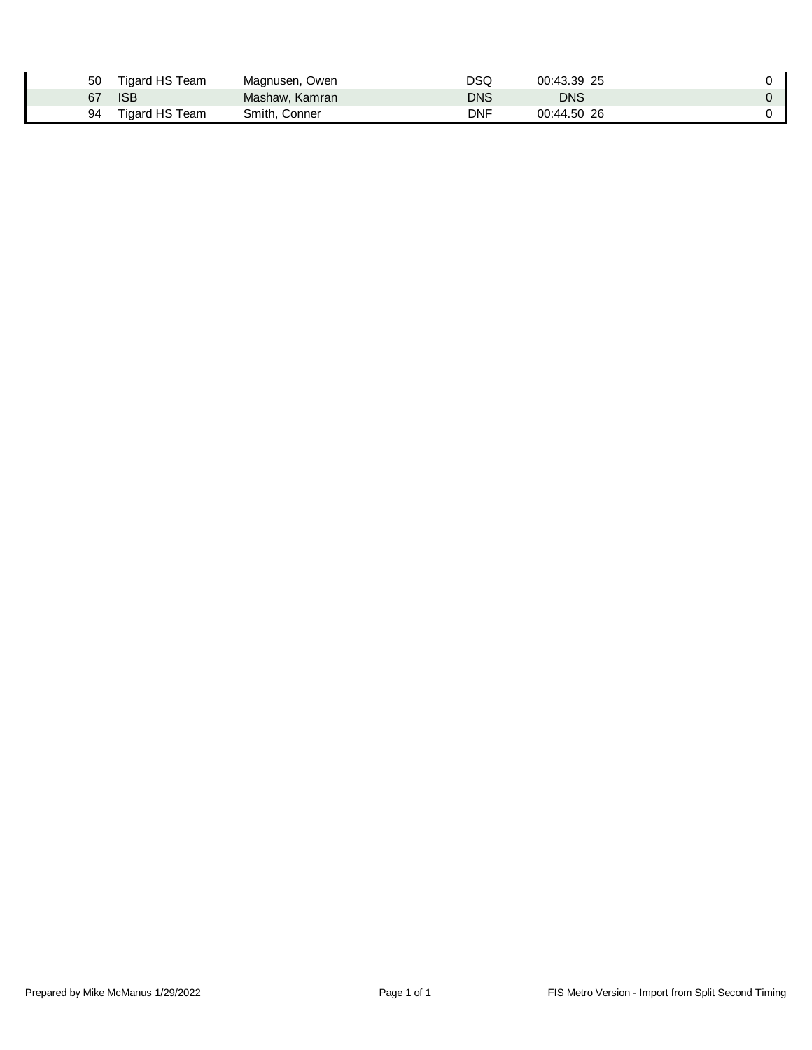| | | | | | | |
|---|---|---|---|---|---|---|
| 50 | Tigard HS Team | Magnusen, Owen | DSQ | 00:43.39 | 25 | 0 |
| 67 | ISB | Mashaw, Kamran | DNS | DNS | | 0 |
| 94 | Tigard HS Team | Smith, Conner | DNF | 00:44.50 | 26 | 0 |

Prepared by Mike McManus 1/29/2022

FIS Metro Version - Import from Split Second Timing